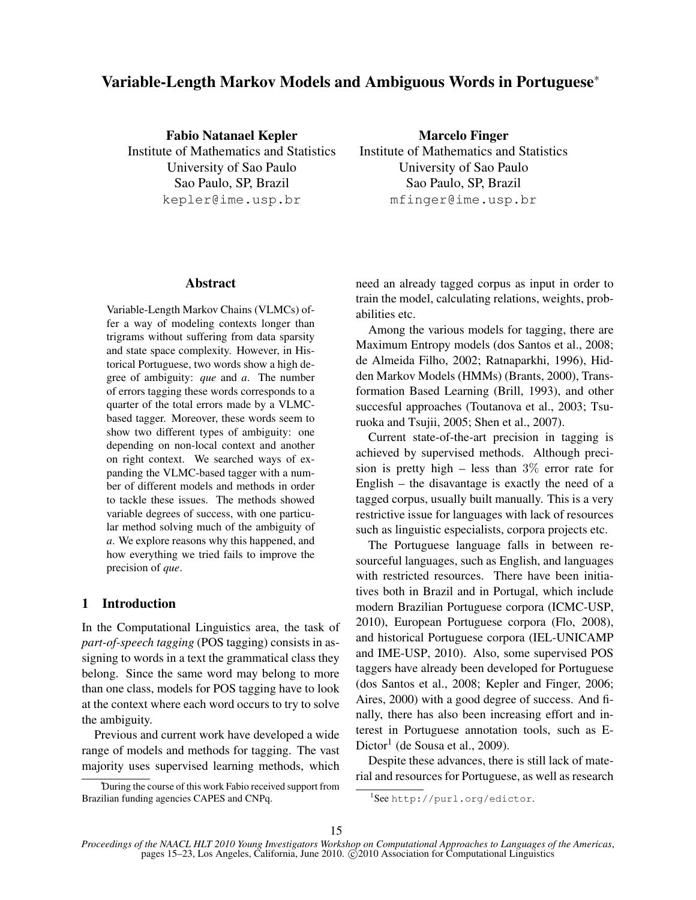# Variable-Length Markov Models and Ambiguous Words in Portuguese*

**Fabio Natanael Kepler**
Institute of Mathematics and Statistics
University of Sao Paulo
Sao Paulo, SP, Brazil
kepler@ime.usp.br

**Marcelo Finger**
Institute of Mathematics and Statistics
University of Sao Paulo
Sao Paulo, SP, Brazil
mfinger@ime.usp.br

## Abstract

Variable-Length Markov Chains (VLMCs) offer a way of modeling contexts longer than trigrams without suffering from data sparsity and state space complexity. However, in Historical Portuguese, two words show a high degree of ambiguity: *que* and *a*. The number of errors tagging these words corresponds to a quarter of the total errors made by a VLMC-based tagger. Moreover, these words seem to show two different types of ambiguity: one depending on non-local context and another on right context. We searched ways of expanding the VLMC-based tagger with a number of different models and methods in order to tackle these issues. The methods showed variable degrees of success, with one particular method solving much of the ambiguity of *a*. We explore reasons why this happened, and how everything we tried fails to improve the precision of *que*.

## 1 Introduction

In the Computational Linguistics area, the task of *part-of-speech tagging* (POS tagging) consists in assigning to words in a text the grammatical class they belong. Since the same word may belong to more than one class, models for POS tagging have to look at the context where each word occurs to try to solve the ambiguity.

Previous and current work have developed a wide range of models and methods for tagging. The vast majority uses supervised learning methods, which need an already tagged corpus as input in order to train the model, calculating relations, weights, probabilities etc.

Among the various models for tagging, there are Maximum Entropy models (dos Santos et al., 2008; de Almeida Filho, 2002; Ratnaparkhi, 1996), Hidden Markov Models (HMMs) (Brants, 2000), Transformation Based Learning (Brill, 1993), and other succesful approaches (Toutanova et al., 2003; Tsuruoka and Tsujii, 2005; Shen et al., 2007).

Current state-of-the-art precision in tagging is achieved by supervised methods. Although precision is pretty high – less than $3\%$ error rate for English – the disavantage is exactly the need of a tagged corpus, usually built manually. This is a very restrictive issue for languages with lack of resources such as linguistic especialists, corpora projects etc.

The Portuguese language falls in between resourceful languages, such as English, and languages with restricted resources. There have been initiatives both in Brazil and in Portugal, which include modern Brazilian Portuguese corpora (ICMC-USP, 2010), European Portuguese corpora (Flo, 2008), and historical Portuguese corpora (IEL-UNICAMP and IME-USP, 2010). Also, some supervised POS taggers have already been developed for Portuguese (dos Santos et al., 2008; Kepler and Finger, 2006; Aires, 2000) with a good degree of success. And finally, there has also been increasing effort and interest in Portuguese annotation tools, such as E-Dictor[1] (de Sousa et al., 2009).

Despite these advances, there is still lack of material and resources for Portuguese, as well as research

*During the course of this work Fabio received support from Brazilian funding agencies CAPES and CNPq.

[1] See http://purl.org/edictor.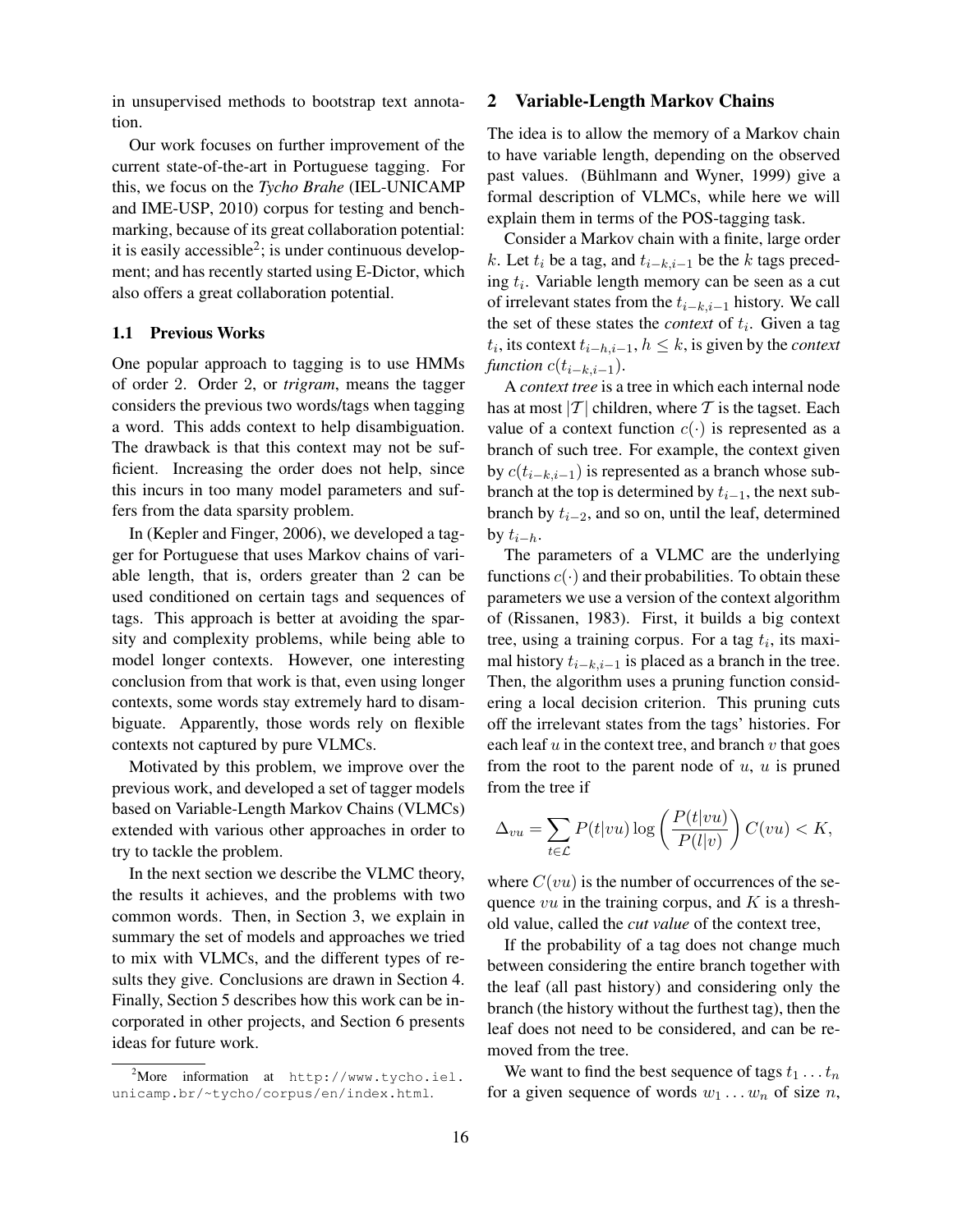in unsupervised methods to bootstrap text annotation.

Our work focuses on further improvement of the current state-of-the-art in Portuguese tagging. For this, we focus on the *Tycho Brahe* (IEL-UNICAMP and IME-USP, 2010) corpus for testing and benchmarking, because of its great collaboration potential: it is easily accessible[2]; is under continuous development; and has recently started using E-Dictor, which also offers a great collaboration potential.

### 1.1 Previous Works

One popular approach to tagging is to use HMMs of order 2. Order 2, or *trigram*, means the tagger considers the previous two words/tags when tagging a word. This adds context to help disambiguation. The drawback is that this context may not be sufficient. Increasing the order does not help, since this incurs in too many model parameters and suffers from the data sparsity problem.

In (Kepler and Finger, 2006), we developed a tagger for Portuguese that uses Markov chains of variable length, that is, orders greater than 2 can be used conditioned on certain tags and sequences of tags. This approach is better at avoiding the sparsity and complexity problems, while being able to model longer contexts. However, one interesting conclusion from that work is that, even using longer contexts, some words stay extremely hard to disambiguate. Apparently, those words rely on flexible contexts not captured by pure VLMCs.

Motivated by this problem, we improve over the previous work, and developed a set of tagger models based on Variable-Length Markov Chains (VLMCs) extended with various other approaches in order to try to tackle the problem.

In the next section we describe the VLMC theory, the results it achieves, and the problems with two common words. Then, in Section 3, we explain in summary the set of models and approaches we tried to mix with VLMCs, and the different types of results they give. Conclusions are drawn in Section 4. Finally, Section 5 describes how this work can be incorporated in other projects, and Section 6 presents ideas for future work.

[2] More information at http://www.tycho.iel.unicamp.br/~tycho/corpus/en/index.html.

## 2 Variable-Length Markov Chains

The idea is to allow the memory of a Markov chain to have variable length, depending on the observed past values. (Bühlmann and Wyner, 1999) give a formal description of VLMCs, while here we will explain them in terms of the POS-tagging task.

Consider a Markov chain with a finite, large order $k$. Let $t_i$ be a tag, and $t_{i-k,i-1}$ be the $k$ tags preceding $t_i$. Variable length memory can be seen as a cut of irrelevant states from the $t_{i-k,i-1}$ history. We call the set of these states the *context* of $t_i$. Given a tag $t_i$, its context $t_{i-h,i-1}$, $h \leq k$, is given by the *context function* $c(t_{i-k,i-1})$.

A *context tree* is a tree in which each internal node has at most $|\mathcal{T}|$ children, where $\mathcal{T}$ is the tagset. Each value of a context function $c(\cdot)$ is represented as a branch of such tree. For example, the context given by $c(t_{i-k,i-1})$ is represented as a branch whose subbranch at the top is determined by $t_{i-1}$, the next subbranch by $t_{i-2}$, and so on, until the leaf, determined by $t_{i-h}$.

The parameters of a VLMC are the underlying functions $c(\cdot)$ and their probabilities. To obtain these parameters we use a version of the context algorithm of (Rissanen, 1983). First, it builds a big context tree, using a training corpus. For a tag $t_i$, its maximal history $t_{i-k,i-1}$ is placed as a branch in the tree. Then, the algorithm uses a pruning function considering a local decision criterion. This pruning cuts off the irrelevant states from the tags' histories. For each leaf $u$ in the context tree, and branch $v$ that goes from the root to the parent node of $u$, $u$ is pruned from the tree if

$$\Delta_{vu} = \sum_{t \in \mathcal{L}} P(t|vu) \log \left( \frac{P(t|vu)}{P(l|v)} \right) C(vu) < K,$$

where $C(vu)$ is the number of occurrences of the sequence $vu$ in the training corpus, and $K$ is a threshold value, called the *cut value* of the context tree,

If the probability of a tag does not change much between considering the entire branch together with the leaf (all past history) and considering only the branch (the history without the furthest tag), then the leaf does not need to be considered, and can be removed from the tree.

We want to find the best sequence of tags $t_1 \ldots t_n$ for a given sequence of words $w_1 \ldots w_n$ of size $n$,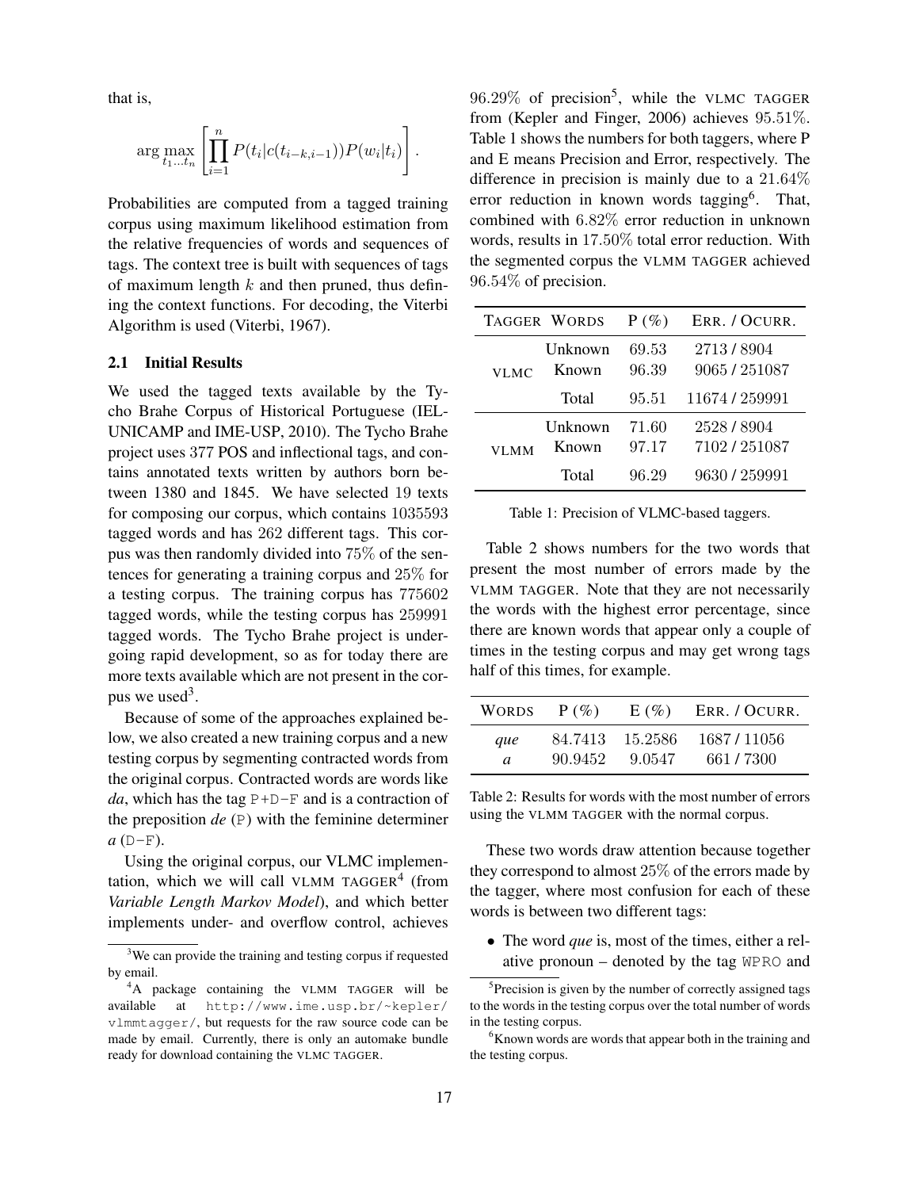that is,

$$\arg\max_{t_1 \ldots t_n} \left[ \prod_{i=1}^{n} P(t_i | c(t_{i-k,i-1})) P(w_i | t_i) \right].$$

Probabilities are computed from a tagged training corpus using maximum likelihood estimation from the relative frequencies of words and sequences of tags. The context tree is built with sequences of tags of maximum length $k$ and then pruned, thus defining the context functions. For decoding, the Viterbi Algorithm is used (Viterbi, 1967).

### 2.1 Initial Results

We used the tagged texts available by the Tycho Brahe Corpus of Historical Portuguese (IEL-UNICAMP and IME-USP, 2010). The Tycho Brahe project uses 377 POS and inflectional tags, and contains annotated texts written by authors born between 1380 and 1845. We have selected 19 texts for composing our corpus, which contains 1035593 tagged words and has 262 different tags. This corpus was then randomly divided into 75% of the sentences for generating a training corpus and 25% for a testing corpus. The training corpus has 775602 tagged words, while the testing corpus has 259991 tagged words. The Tycho Brahe project is undergoing rapid development, so as for today there are more texts available which are not present in the corpus we used[3].

Because of some of the approaches explained below, we also created a new training corpus and a new testing corpus by segmenting contracted words from the original corpus. Contracted words are words like *da*, which has the tag P+D-F and is a contraction of the preposition *de* (P) with the feminine determiner *a* (D-F).

Using the original corpus, our VLMC implementation, which we will call VLMM TAGGER[4] (from *Variable Length Markov Model*), and which better implements under- and overflow control, achieves 96.29% of precision[5], while the VLMC TAGGER from (Kepler and Finger, 2006) achieves 95.51%. Table 1 shows the numbers for both taggers, where P and E means Precision and Error, respectively. The difference in precision is mainly due to a 21.64% error reduction in known words tagging[6]. That, combined with 6.82% error reduction in unknown words, results in 17.50% total error reduction. With the segmented corpus the VLMM TAGGER achieved 96.54% of precision.

| TAGGER | WORDS | P (%) | ERR. / OCURR. |
|---|---|---|---|
| VLMC | Unknown | 69.53 | 2713 / 8904 |
| | Known | 96.39 | 9065 / 251087 |
| | Total | 95.51 | 11674 / 259991 |
| VLMM | Unknown | 71.60 | 2528 / 8904 |
| | Known | 97.17 | 7102 / 251087 |
| | Total | 96.29 | 9630 / 259991 |

Table 1: Precision of VLMC-based taggers.

Table 2 shows numbers for the two words that present the most number of errors made by the VLMM TAGGER. Note that they are not necessarily the words with the highest error percentage, since there are known words that appear only a couple of times in the testing corpus and may get wrong tags half of this times, for example.

| WORDS | P (%) | E (%) | ERR. / OCURR. |
|---|---|---|---|
| *que* | 84.7413 | 15.2586 | 1687 / 11056 |
| *a* | 90.9452 | 9.0547 | 661 / 7300 |

Table 2: Results for words with the most number of errors using the VLMM TAGGER with the normal corpus.

These two words draw attention because together they correspond to almost 25% of the errors made by the tagger, where most confusion for each of these words is between two different tags:

- The word *que* is, most of the times, either a relative pronoun – denoted by the tag WPRO and

[3] We can provide the training and testing corpus if requested by email.

[4] A package containing the VLMM TAGGER will be available at http://www.ime.usp.br/~kepler/vlmmtagger/, but requests for the raw source code can be made by email. Currently, there is only an automake bundle ready for download containing the VLMC TAGGER.

[5] Precision is given by the number of correctly assigned tags to the words in the testing corpus over the total number of words in the testing corpus.

[6] Known words are words that appear both in the training and the testing corpus.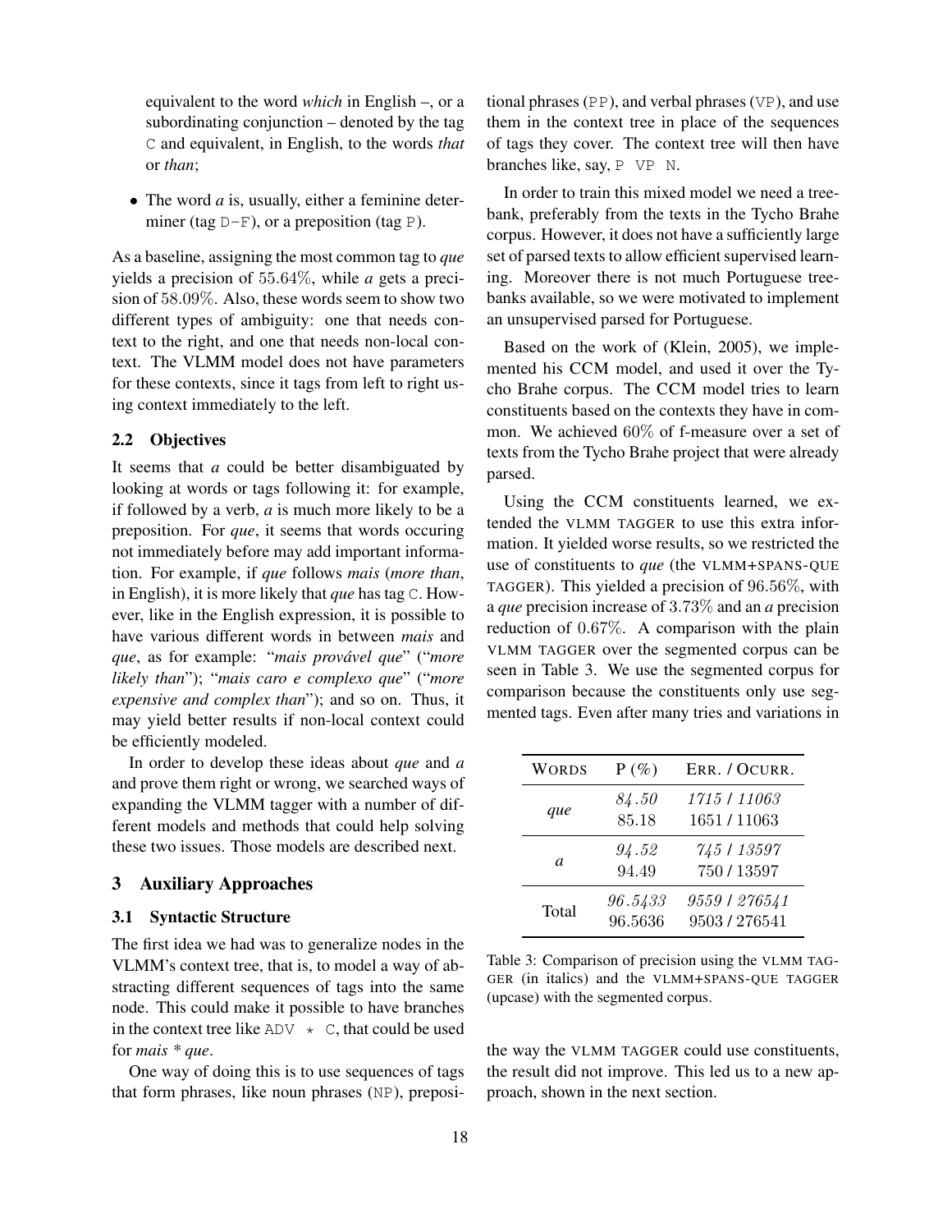equivalent to the word *which* in English –, or a subordinating conjunction – denoted by the tag C and equivalent, in English, to the words *that* or *than*;

- The word *a* is, usually, either a feminine determiner (tag D-F), or a preposition (tag P).

As a baseline, assigning the most common tag to *que* yields a precision of 55.64%, while *a* gets a precision of 58.09%. Also, these words seem to show two different types of ambiguity: one that needs context to the right, and one that needs non-local context. The VLMM model does not have parameters for these contexts, since it tags from left to right using context immediately to the left.

### 2.2 Objectives

It seems that *a* could be better disambiguated by looking at words or tags following it: for example, if followed by a verb, *a* is much more likely to be a preposition. For *que*, it seems that words occuring not immediately before may add important information. For example, if *que* follows *mais* (*more than*, in English), it is more likely that *que* has tag C. However, like in the English expression, it is possible to have various different words in between *mais* and *que*, as for example: "*mais provável que*" ("*more likely than*"); "*mais caro e complexo que*" ("*more expensive and complex than*"); and so on. Thus, it may yield better results if non-local context could be efficiently modeled.

In order to develop these ideas about *que* and *a* and prove them right or wrong, we searched ways of expanding the VLMM tagger with a number of different models and methods that could help solving these two issues. Those models are described next.

## 3 Auxiliary Approaches

### 3.1 Syntactic Structure

The first idea we had was to generalize nodes in the VLMM's context tree, that is, to model a way of abstracting different sequences of tags into the same node. This could make it possible to have branches in the context tree like ADV * C, that could be used for *mais * que*.

One way of doing this is to use sequences of tags that form phrases, like noun phrases (NP), prepositional phrases (PP), and verbal phrases (VP), and use them in the context tree in place of the sequences of tags they cover. The context tree will then have branches like, say, P VP N.

In order to train this mixed model we need a treebank, preferably from the texts in the Tycho Brahe corpus. However, it does not have a sufficiently large set of parsed texts to allow efficient supervised learning. Moreover there is not much Portuguese treebanks available, so we were motivated to implement an unsupervised parsed for Portuguese.

Based on the work of (Klein, 2005), we implemented his CCM model, and used it over the Tycho Brahe corpus. The CCM model tries to learn constituents based on the contexts they have in common. We achieved 60% of f-measure over a set of texts from the Tycho Brahe project that were already parsed.

Using the CCM constituents learned, we extended the VLMM TAGGER to use this extra information. It yielded worse results, so we restricted the use of constituents to *que* (the VLMM+SPANS-QUE TAGGER). This yielded a precision of 96.56%, with a *que* precision increase of 3.73% and an *a* precision reduction of 0.67%. A comparison with the plain VLMM TAGGER over the segmented corpus can be seen in Table 3. We use the segmented corpus for comparison because the constituents only use segmented tags. Even after many tries and variations in the way the VLMM TAGGER could use constituents, the result did not improve. This led us to a new approach, shown in the next section.

| WORDS | P (%) | ERR. / OCURR. |
|---|---|---|
| *que* | *84.50* | *1715 / 11063* |
| | 85.18 | 1651 / 11063 |
| *a* | *94.52* | *745 / 13597* |
| | 94.49 | 750 / 13597 |
| Total | *96.5433* | *9559 / 276541* |
| | 96.5636 | 9503 / 276541 |

Table 3: Comparison of precision using the VLMM TAGGER (in italics) and the VLMM+SPANS-QUE TAGGER (upcase) with the segmented corpus.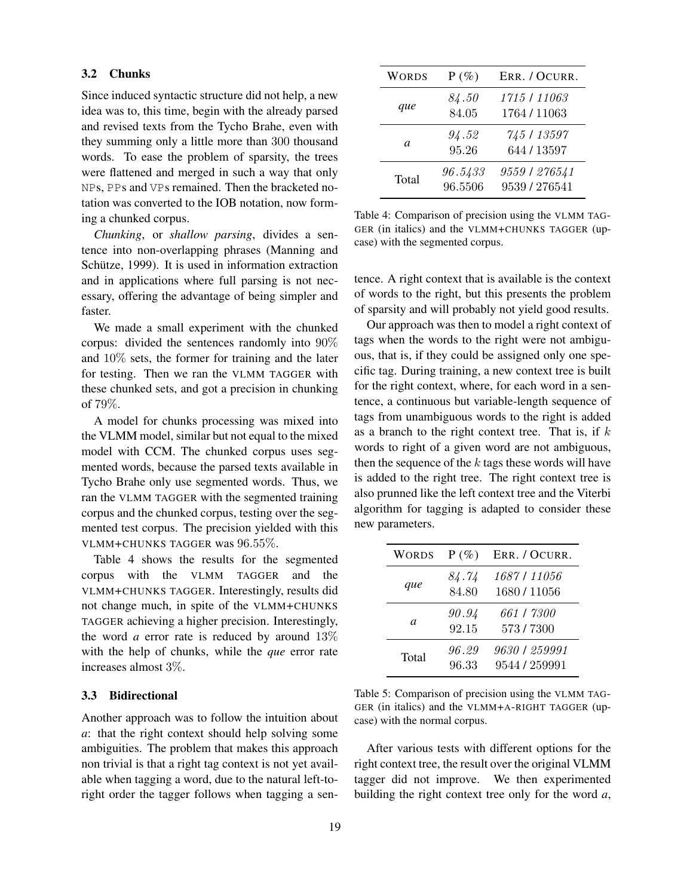### 3.2 Chunks

Since induced syntactic structure did not help, a new idea was to, this time, begin with the already parsed and revised texts from the Tycho Brahe, even with they summing only a little more than 300 thousand words. To ease the problem of sparsity, the trees were flattened and merged in such a way that only `NP`s, `PP`s and `VP`s remained. Then the bracketed notation was converted to the IOB notation, now forming a chunked corpus.

*Chunking*, or *shallow parsing*, divides a sentence into non-overlapping phrases (Manning and Schütze, 1999). It is used in information extraction and in applications where full parsing is not necessary, offering the advantage of being simpler and faster.

We made a small experiment with the chunked corpus: divided the sentences randomly into 90% and 10% sets, the former for training and the later for testing. Then we ran the VLMM TAGGER with these chunked sets, and got a precision in chunking of 79%.

A model for chunks processing was mixed into the VLMM model, similar but not equal to the mixed model with CCM. The chunked corpus uses segmented words, because the parsed texts available in Tycho Brahe only use segmented words. Thus, we ran the VLMM TAGGER with the segmented training corpus and the chunked corpus, testing over the segmented test corpus. The precision yielded with this VLMM+CHUNKS TAGGER was 96.55%.

Table 4 shows the results for the segmented corpus with the VLMM TAGGER and the VLMM+CHUNKS TAGGER. Interestingly, results did not change much, in spite of the VLMM+CHUNKS TAGGER achieving a higher precision. Interestingly, the word *a* error rate is reduced by around 13% with the help of chunks, while the *que* error rate increases almost 3%.

| WORDS | P (%) | ERR. / OCURR. |
|---|---|---|
| *que* | *84.50* | *1715 / 11063* |
| | 84.05 | 1764 / 11063 |
| *a* | *94.52* | *745 / 13597* |
| | 95.26 | 644 / 13597 |
| Total | *96.5433* | *9559 / 276541* |
| | 96.5506 | 9539 / 276541 |

Table 4: Comparison of precision using the VLMM TAGGER (in italics) and the VLMM+CHUNKS TAGGER (upcase) with the segmented corpus.

### 3.3 Bidirectional

Another approach was to follow the intuition about *a*: that the right context should help solving some ambiguities. The problem that makes this approach non trivial is that a right tag context is not yet available when tagging a word, due to the natural left-to-right order the tagger follows when tagging a sentence. A right context that is available is the context of words to the right, but this presents the problem of sparsity and will probably not yield good results.

Our approach was then to model a right context of tags when the words to the right were not ambiguous, that is, if they could be assigned only one specific tag. During training, a new context tree is built for the right context, where, for each word in a sentence, a continuous but variable-length sequence of tags from unambiguous words to the right is added as a branch to the right context tree. That is, if $k$ words to right of a given word are not ambiguous, then the sequence of the $k$ tags these words will have is added to the right tree. The right context tree is also prunned like the left context tree and the Viterbi algorithm for tagging is adapted to consider these new parameters.

| WORDS | P (%) | ERR. / OCURR. |
|---|---|---|
| *que* | *84.74* | *1687 / 11056* |
| | 84.80 | 1680 / 11056 |
| *a* | *90.94* | *661 / 7300* |
| | 92.15 | 573 / 7300 |
| Total | *96.29* | *9630 / 259991* |
| | 96.33 | 9544 / 259991 |

Table 5: Comparison of precision using the VLMM TAGGER (in italics) and the VLMM+A-RIGHT TAGGER (upcase) with the normal corpus.

After various tests with different options for the right context tree, the result over the original VLMM tagger did not improve. We then experimented building the right context tree only for the word *a*,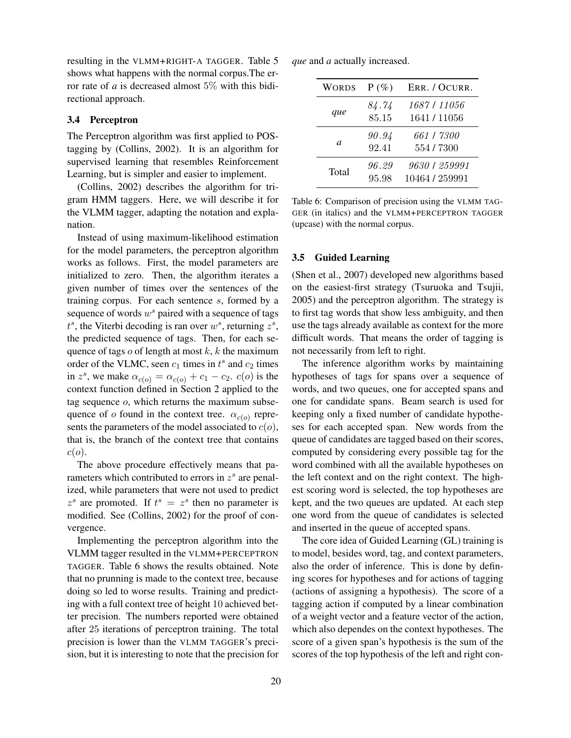resulting in the VLMM+RIGHT-A TAGGER. Table 5 shows what happens with the normal corpus.The error rate of *a* is decreased almost 5% with this bidirectional approach.

### 3.4 Perceptron

The Perceptron algorithm was first applied to POS-tagging by (Collins, 2002). It is an algorithm for supervised learning that resembles Reinforcement Learning, but is simpler and easier to implement.

(Collins, 2002) describes the algorithm for trigram HMM taggers. Here, we will describe it for the VLMM tagger, adapting the notation and explanation.

Instead of using maximum-likelihood estimation for the model parameters, the perceptron algorithm works as follows. First, the model parameters are initialized to zero. Then, the algorithm iterates a given number of times over the sentences of the training corpus. For each sentence $s$, formed by a sequence of words $w^s$ paired with a sequence of tags $t^s$, the Viterbi decoding is ran over $w^s$, returning $z^s$, the predicted sequence of tags. Then, for each sequence of tags $o$ of length at most $k$, $k$ the maximum order of the VLMC, seen $c_1$ times in $t^s$ and $c_2$ times in $z^s$, we make $\alpha_{c(o)} = \alpha_{c(o)} + c_1 - c_2$. $c(o)$ is the context function defined in Section 2 applied to the tag sequence $o$, which returns the maximum subsequence of $o$ found in the context tree. $\alpha_{c(o)}$ represents the parameters of the model associated to $c(o)$, that is, the branch of the context tree that contains $c(o)$.

The above procedure effectively means that parameters which contributed to errors in $z^s$ are penalized, while parameters that were not used to predict $z^s$ are promoted. If $t^s = z^s$ then no parameter is modified. See (Collins, 2002) for the proof of convergence.

Implementing the perceptron algorithm into the VLMM tagger resulted in the VLMM+PERCEPTRON TAGGER. Table 6 shows the results obtained. Note that no prunning is made to the context tree, because doing so led to worse results. Training and predicting with a full context tree of height 10 achieved better precision. The numbers reported were obtained after 25 iterations of perceptron training. The total precision is lower than the VLMM TAGGER's precision, but it is interesting to note that the precision for *que* and *a* actually increased.

| WORDS | P (%) | ERR. / OCURR. |
|---|---|---|
| *que* | *84.74* | *1687 / 11056* |
| | 85.15 | 1641 / 11056 |
| *a* | *90.94* | *661 / 7300* |
| | 92.41 | 554 / 7300 |
| Total | *96.29* | *9630 / 259991* |
| | 95.98 | 10464 / 259991 |

Table 6: Comparison of precision using the VLMM TAGGER (in italics) and the VLMM+PERCEPTRON TAGGER (upcase) with the normal corpus.

### 3.5 Guided Learning

(Shen et al., 2007) developed new algorithms based on the easiest-first strategy (Tsuruoka and Tsujii, 2005) and the perceptron algorithm. The strategy is to first tag words that show less ambiguity, and then use the tags already available as context for the more difficult words. That means the order of tagging is not necessarily from left to right.

The inference algorithm works by maintaining hypotheses of tags for spans over a sequence of words, and two queues, one for accepted spans and one for candidate spans. Beam search is used for keeping only a fixed number of candidate hypotheses for each accepted span. New words from the queue of candidates are tagged based on their scores, computed by considering every possible tag for the word combined with all the available hypotheses on the left context and on the right context. The highest scoring word is selected, the top hypotheses are kept, and the two queues are updated. At each step one word from the queue of candidates is selected and inserted in the queue of accepted spans.

The core idea of Guided Learning (GL) training is to model, besides word, tag, and context parameters, also the order of inference. This is done by defining scores for hypotheses and for actions of tagging (actions of assigning a hypothesis). The score of a tagging action if computed by a linear combination of a weight vector and a feature vector of the action, which also dependes on the context hypotheses. The score of a given span's hypothesis is the sum of the scores of the top hypothesis of the left and right con-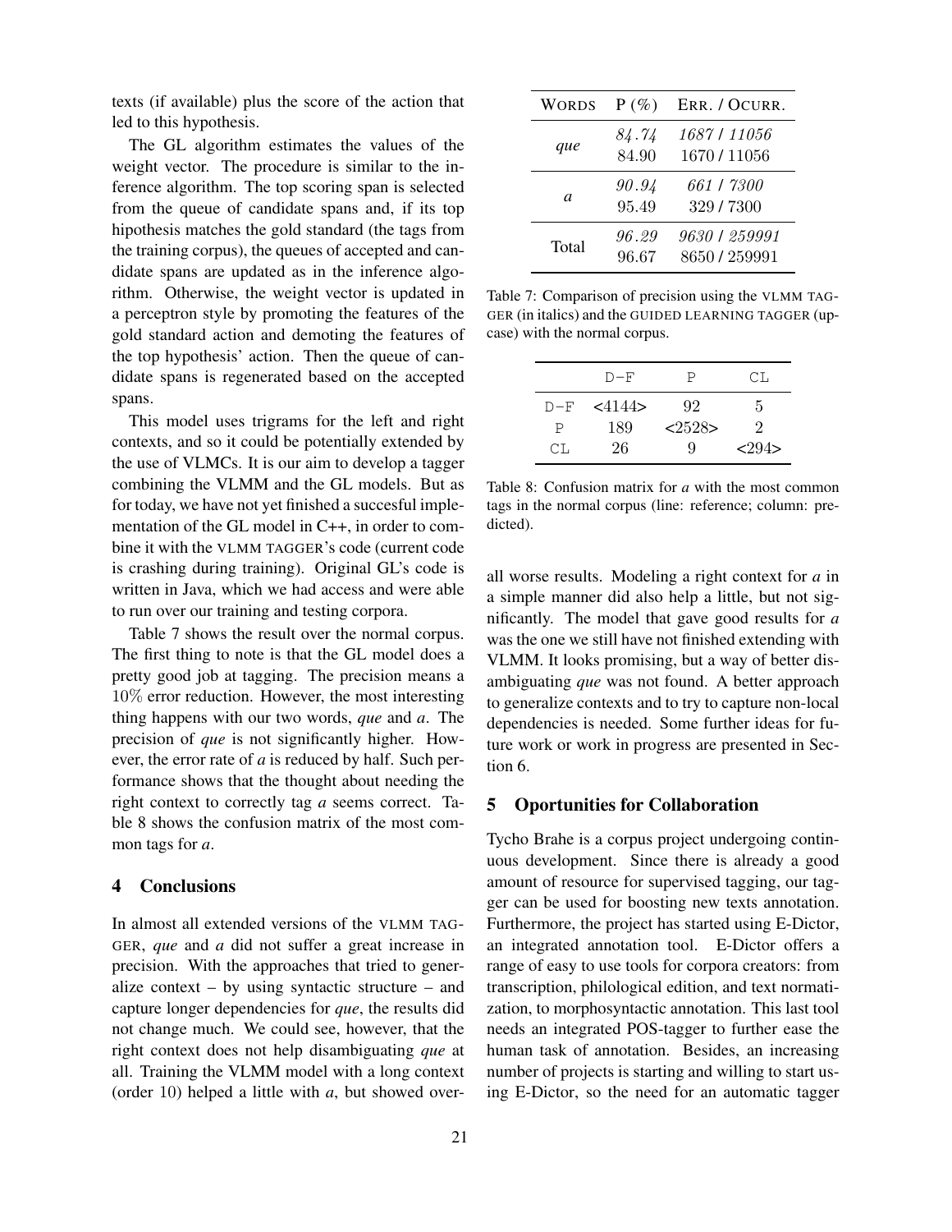texts (if available) plus the score of the action that led to this hypothesis.

The GL algorithm estimates the values of the weight vector. The procedure is similar to the inference algorithm. The top scoring span is selected from the queue of candidate spans and, if its top hipothesis matches the gold standard (the tags from the training corpus), the queues of accepted and candidate spans are updated as in the inference algorithm. Otherwise, the weight vector is updated in a perceptron style by promoting the features of the gold standard action and demoting the features of the top hypothesis' action. Then the queue of candidate spans is regenerated based on the accepted spans.

This model uses trigrams for the left and right contexts, and so it could be potentially extended by the use of VLMCs. It is our aim to develop a tagger combining the VLMM and the GL models. But as for today, we have not yet finished a succesful implementation of the GL model in C++, in order to combine it with the VLMM TAGGER's code (current code is crashing during training). Original GL's code is written in Java, which we had access and were able to run over our training and testing corpora.

Table 7 shows the result over the normal corpus. The first thing to note is that the GL model does a pretty good job at tagging. The precision means a 10% error reduction. However, the most interesting thing happens with our two words, *que* and *a*. The precision of *que* is not significantly higher. However, the error rate of *a* is reduced by half. Such performance shows that the thought about needing the right context to correctly tag *a* seems correct. Table 8 shows the confusion matrix of the most common tags for *a*.

| WORDS | P (%) | ERR. / OCURR. |
|---|---|---|
| *que* | *84.74* | *1687 / 11056* |
| | 84.90 | 1670 / 11056 |
| *a* | *90.94* | *661 / 7300* |
| | 95.49 | 329 / 7300 |
| Total | *96.29* | *9630 / 259991* |
| | 96.67 | 8650 / 259991 |

Table 7: Comparison of precision using the VLMM TAGGER (in italics) and the GUIDED LEARNING TAGGER (upcase) with the normal corpus.

| | D-F | P | CL |
|---|---|---|---|
| D-F | <4144> | 92 | 5 |
| P | 189 | <2528> | 2 |
| CL | 26 | 9 | <294> |

Table 8: Confusion matrix for *a* with the most common tags in the normal corpus (line: reference; column: predicted).

## 4 Conclusions

In almost all extended versions of the VLMM TAGGER, *que* and *a* did not suffer a great increase in precision. With the approaches that tried to generalize context – by using syntactic structure – and capture longer dependencies for *que*, the results did not change much. We could see, however, that the right context does not help disambiguating *que* at all. Training the VLMM model with a long context (order 10) helped a little with *a*, but showed overall worse results. Modeling a right context for *a* in a simple manner did also help a little, but not significantly. The model that gave good results for *a* was the one we still have not finished extending with VLMM. It looks promising, but a way of better disambiguating *que* was not found. A better approach to generalize contexts and to try to capture non-local dependencies is needed. Some further ideas for future work or work in progress are presented in Section 6.

## 5 Oportunities for Collaboration

Tycho Brahe is a corpus project undergoing continuous development. Since there is already a good amount of resource for supervised tagging, our tagger can be used for boosting new texts annotation. Furthermore, the project has started using E-Dictor, an integrated annotation tool. E-Dictor offers a range of easy to use tools for corpora creators: from transcription, philological edition, and text normatization, to morphosyntactic annotation. This last tool needs an integrated POS-tagger to further ease the human task of annotation. Besides, an increasing number of projects is starting and willing to start using E-Dictor, so the need for an automatic tagger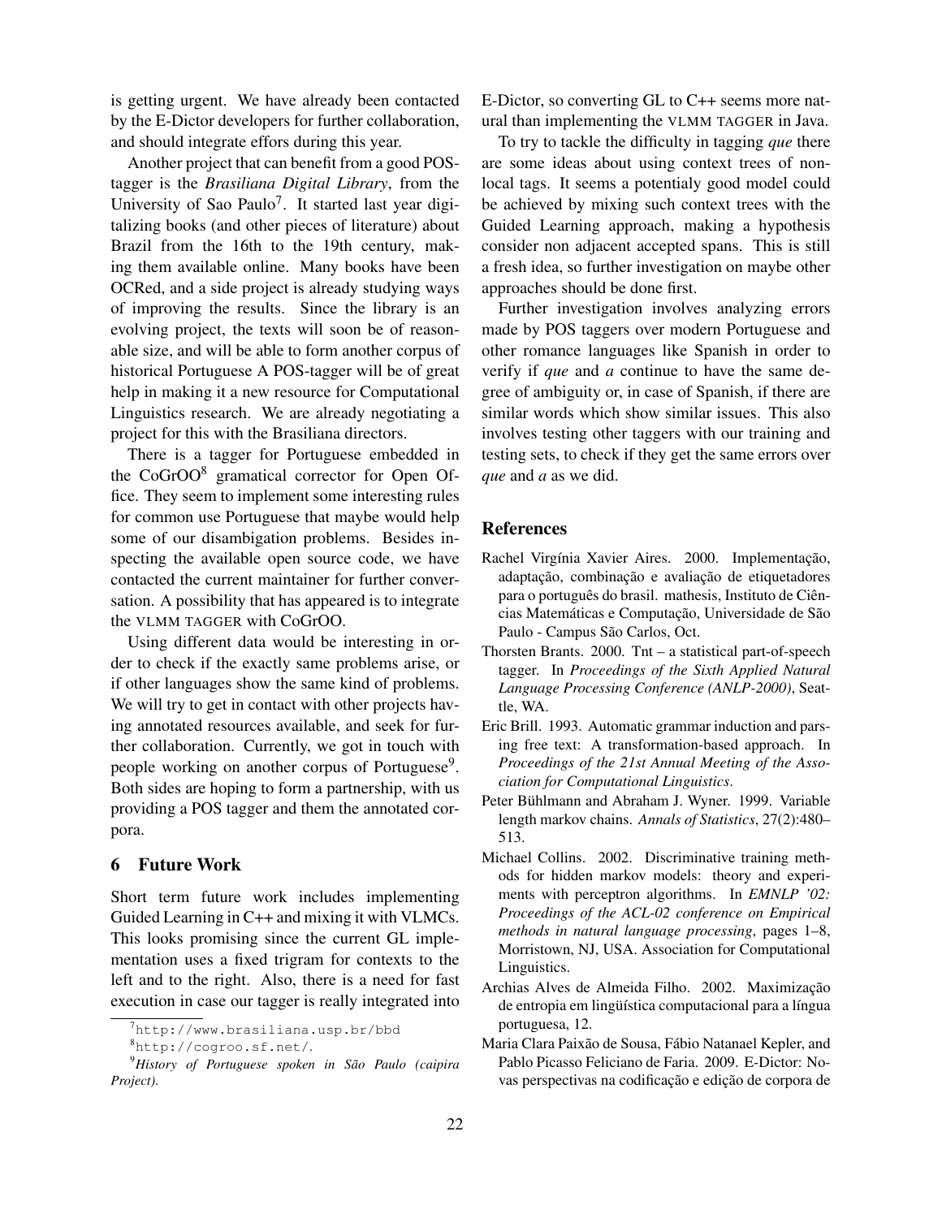is getting urgent. We have already been contacted by the E-Dictor developers for further collaboration, and should integrate effors during this year.

Another project that can benefit from a good POS-tagger is the *Brasiliana Digital Library*, from the University of Sao Paulo[7]. It started last year digitalizing books (and other pieces of literature) about Brazil from the 16th to the 19th century, making them available online. Many books have been OCRed, and a side project is already studying ways of improving the results. Since the library is an evolving project, the texts will soon be of reasonable size, and will be able to form another corpus of historical Portuguese A POS-tagger will be of great help in making it a new resource for Computational Linguistics research. We are already negotiating a project for this with the Brasiliana directors.

There is a tagger for Portuguese embedded in the CoGrOO[8] gramatical corrector for Open Office. They seem to implement some interesting rules for common use Portuguese that maybe would help some of our disambigation problems. Besides inspecting the available open source code, we have contacted the current maintainer for further conversation. A possibility that has appeared is to integrate the VLMM TAGGER with CoGrOO.

Using different data would be interesting in order to check if the exactly same problems arise, or if other languages show the same kind of problems. We will try to get in contact with other projects having annotated resources available, and seek for further collaboration. Currently, we got in touch with people working on another corpus of Portuguese[9]. Both sides are hoping to form a partnership, with us providing a POS tagger and them the annotated corpora.

## 6 Future Work

Short term future work includes implementing Guided Learning in C++ and mixing it with VLMCs. This looks promising since the current GL implementation uses a fixed trigram for contexts to the left and to the right. Also, there is a need for fast execution in case our tagger is really integrated into E-Dictor, so converting GL to C++ seems more natural than implementing the VLMM TAGGER in Java.

To try to tackle the difficulty in tagging *que* there are some ideas about using context trees of non-local tags. It seems a potentialy good model could be achieved by mixing such context trees with the Guided Learning approach, making a hypothesis consider non adjacent accepted spans. This is still a fresh idea, so further investigation on maybe other approaches should be done first.

Further investigation involves analyzing errors made by POS taggers over modern Portuguese and other romance languages like Spanish in order to verify if *que* and *a* continue to have the same degree of ambiguity or, in case of Spanish, if there are similar words which show similar issues. This also involves testing other taggers with our training and testing sets, to check if they get the same errors over *que* and *a* as we did.

[7] http://www.brasiliana.usp.br/bbd

[8] http://cogroo.sf.net/.

[9] *History of Portuguese spoken in São Paulo (caipira Project).*

## References

Rachel Virgínia Xavier Aires. 2000. Implementação, adaptação, combinação e avaliação de etiquetadores para o português do brasil. mathesis, Instituto de Ciências Matemáticas e Computação, Universidade de São Paulo - Campus São Carlos, Oct.

Thorsten Brants. 2000. Tnt – a statistical part-of-speech tagger. In *Proceedings of the Sixth Applied Natural Language Processing Conference (ANLP-2000)*, Seattle, WA.

Eric Brill. 1993. Automatic grammar induction and parsing free text: A transformation-based approach. In *Proceedings of the 21st Annual Meeting of the Association for Computational Linguistics*.

Peter Bühlmann and Abraham J. Wyner. 1999. Variable length markov chains. *Annals of Statistics*, 27(2):480–513.

Michael Collins. 2002. Discriminative training methods for hidden markov models: theory and experiments with perceptron algorithms. In *EMNLP '02: Proceedings of the ACL-02 conference on Empirical methods in natural language processing*, pages 1–8, Morristown, NJ, USA. Association for Computational Linguistics.

Archias Alves de Almeida Filho. 2002. Maximização de entropia em lingüística computacional para a língua portuguesa, 12.

Maria Clara Paixão de Sousa, Fábio Natanael Kepler, and Pablo Picasso Feliciano de Faria. 2009. E-Dictor: Novas perspectivas na codificação e edição de corpora de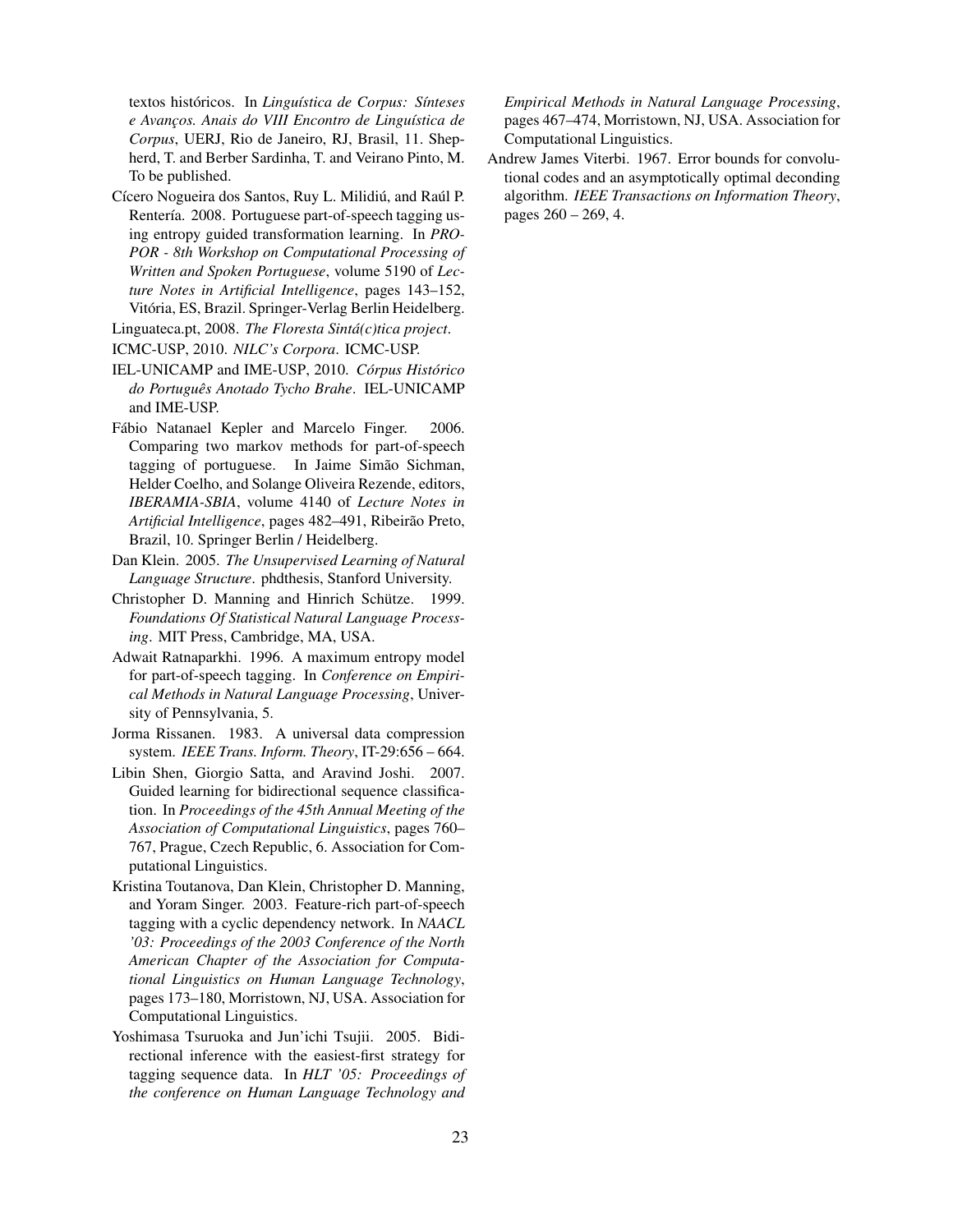textos históricos. In *Linguística de Corpus: Sínteses e Avanços. Anais do VIII Encontro de Linguística de Corpus*, UERJ, Rio de Janeiro, RJ, Brasil, 11. Shepherd, T. and Berber Sardinha, T. and Veirano Pinto, M. To be published.

Cícero Nogueira dos Santos, Ruy L. Milidiú, and Raúl P. Rentería. 2008. Portuguese part-of-speech tagging using entropy guided transformation learning. In *PROPOR - 8th Workshop on Computational Processing of Written and Spoken Portuguese*, volume 5190 of *Lecture Notes in Artificial Intelligence*, pages 143–152, Vitória, ES, Brazil. Springer-Verlag Berlin Heidelberg.

Linguateca.pt, 2008. *The Floresta Sintá(c)tica project*.

ICMC-USP, 2010. *NILC's Corpora*. ICMC-USP.

IEL-UNICAMP and IME-USP, 2010. *Córpus Histórico do Português Anotado Tycho Brahe*. IEL-UNICAMP and IME-USP.

Fábio Natanael Kepler and Marcelo Finger. 2006. Comparing two markov methods for part-of-speech tagging of portuguese. In Jaime Simão Sichman, Helder Coelho, and Solange Oliveira Rezende, editors, *IBERAMIA-SBIA*, volume 4140 of *Lecture Notes in Artificial Intelligence*, pages 482–491, Ribeirão Preto, Brazil, 10. Springer Berlin / Heidelberg.

Dan Klein. 2005. *The Unsupervised Learning of Natural Language Structure*. phdthesis, Stanford University.

Christopher D. Manning and Hinrich Schütze. 1999. *Foundations Of Statistical Natural Language Processing*. MIT Press, Cambridge, MA, USA.

Adwait Ratnaparkhi. 1996. A maximum entropy model for part-of-speech tagging. In *Conference on Empirical Methods in Natural Language Processing*, University of Pennsylvania, 5.

Jorma Rissanen. 1983. A universal data compression system. *IEEE Trans. Inform. Theory*, IT-29:656 – 664.

Libin Shen, Giorgio Satta, and Aravind Joshi. 2007. Guided learning for bidirectional sequence classification. In *Proceedings of the 45th Annual Meeting of the Association of Computational Linguistics*, pages 760–767, Prague, Czech Republic, 6. Association for Computational Linguistics.

Kristina Toutanova, Dan Klein, Christopher D. Manning, and Yoram Singer. 2003. Feature-rich part-of-speech tagging with a cyclic dependency network. In *NAACL '03: Proceedings of the 2003 Conference of the North American Chapter of the Association for Computational Linguistics on Human Language Technology*, pages 173–180, Morristown, NJ, USA. Association for Computational Linguistics.

Yoshimasa Tsuruoka and Jun'ichi Tsujii. 2005. Bidirectional inference with the easiest-first strategy for tagging sequence data. In *HLT '05: Proceedings of the conference on Human Language Technology and Empirical Methods in Natural Language Processing*, pages 467–474, Morristown, NJ, USA. Association for Computational Linguistics.

Andrew James Viterbi. 1967. Error bounds for convolutional codes and an asymptotically optimal deconding algorithm. *IEEE Transactions on Information Theory*, pages 260 – 269, 4.